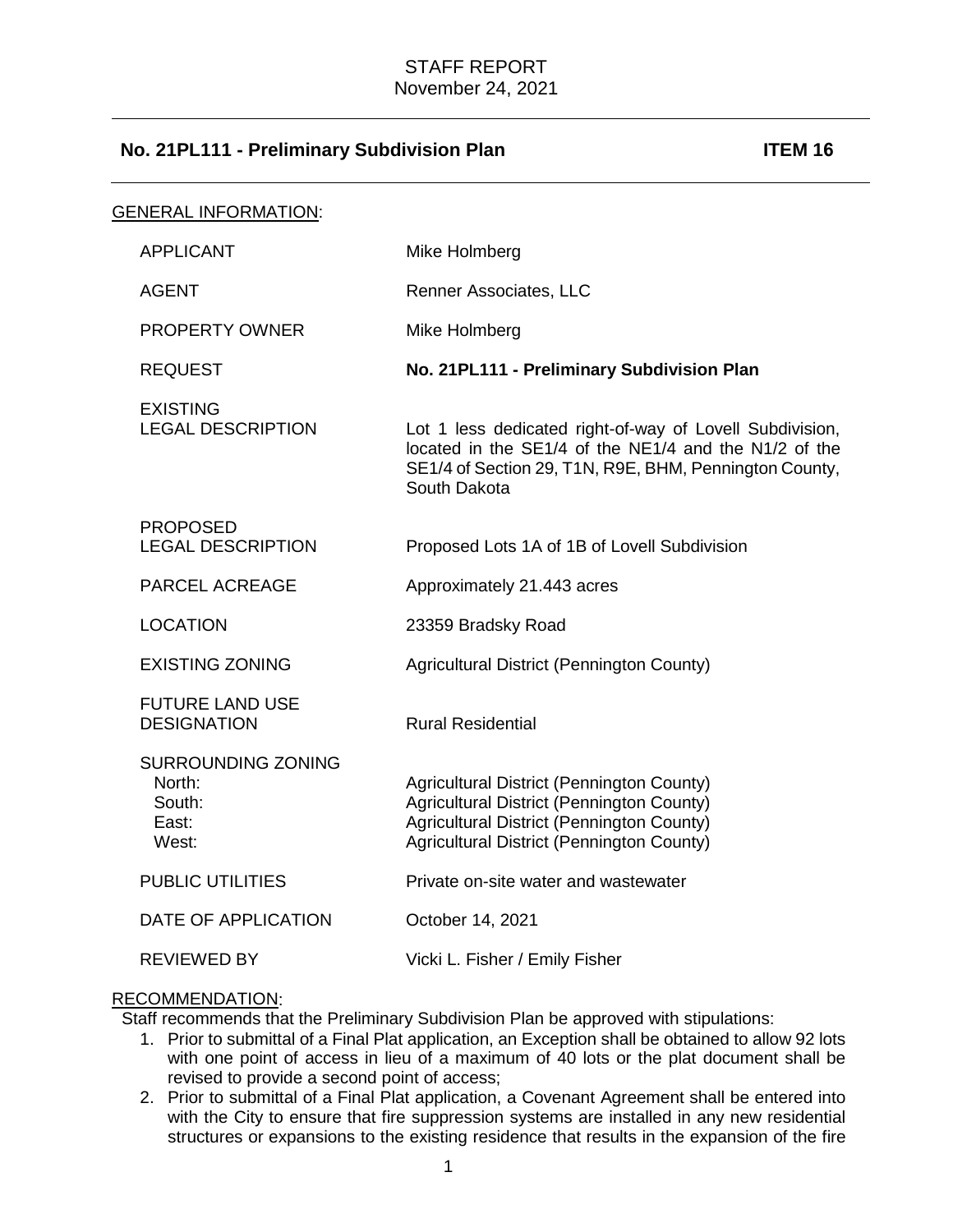STAFF REPORT
November 24, 2021

## No. 21PL111 - Preliminary Subdivision Plan **ITEM 16**

GENERAL INFORMATION:

| | |
|---|---|
| APPLICANT | Mike Holmberg |
| AGENT | Renner Associates, LLC |
| PROPERTY OWNER | Mike Holmberg |
| REQUEST | **No. 21PL111 - Preliminary Subdivision Plan** |
| EXISTING LEGAL DESCRIPTION | Lot 1 less dedicated right-of-way of Lovell Subdivision, located in the SE1/4 of the NE1/4 and the N1/2 of the SE1/4 of Section 29, T1N, R9E, BHM, Pennington County, South Dakota |
| PROPOSED LEGAL DESCRIPTION | Proposed Lots 1A of 1B of Lovell Subdivision |
| PARCEL ACREAGE | Approximately 21.443 acres |
| LOCATION | 23359 Bradsky Road |
| EXISTING ZONING | Agricultural District (Pennington County) |
| FUTURE LAND USE DESIGNATION | Rural Residential |
| SURROUNDING ZONING | |
| North: | Agricultural District (Pennington County) |
| South: | Agricultural District (Pennington County) |
| East: | Agricultural District (Pennington County) |
| West: | Agricultural District (Pennington County) |
| PUBLIC UTILITIES | Private on-site water and wastewater |
| DATE OF APPLICATION | October 14, 2021 |
| REVIEWED BY | Vicki L. Fisher / Emily Fisher |

RECOMMENDATION:

Staff recommends that the Preliminary Subdivision Plan be approved with stipulations:

1. Prior to submittal of a Final Plat application, an Exception shall be obtained to allow 92 lots with one point of access in lieu of a maximum of 40 lots or the plat document shall be revised to provide a second point of access;
2. Prior to submittal of a Final Plat application, a Covenant Agreement shall be entered into with the City to ensure that fire suppression systems are installed in any new residential structures or expansions to the existing residence that results in the expansion of the fire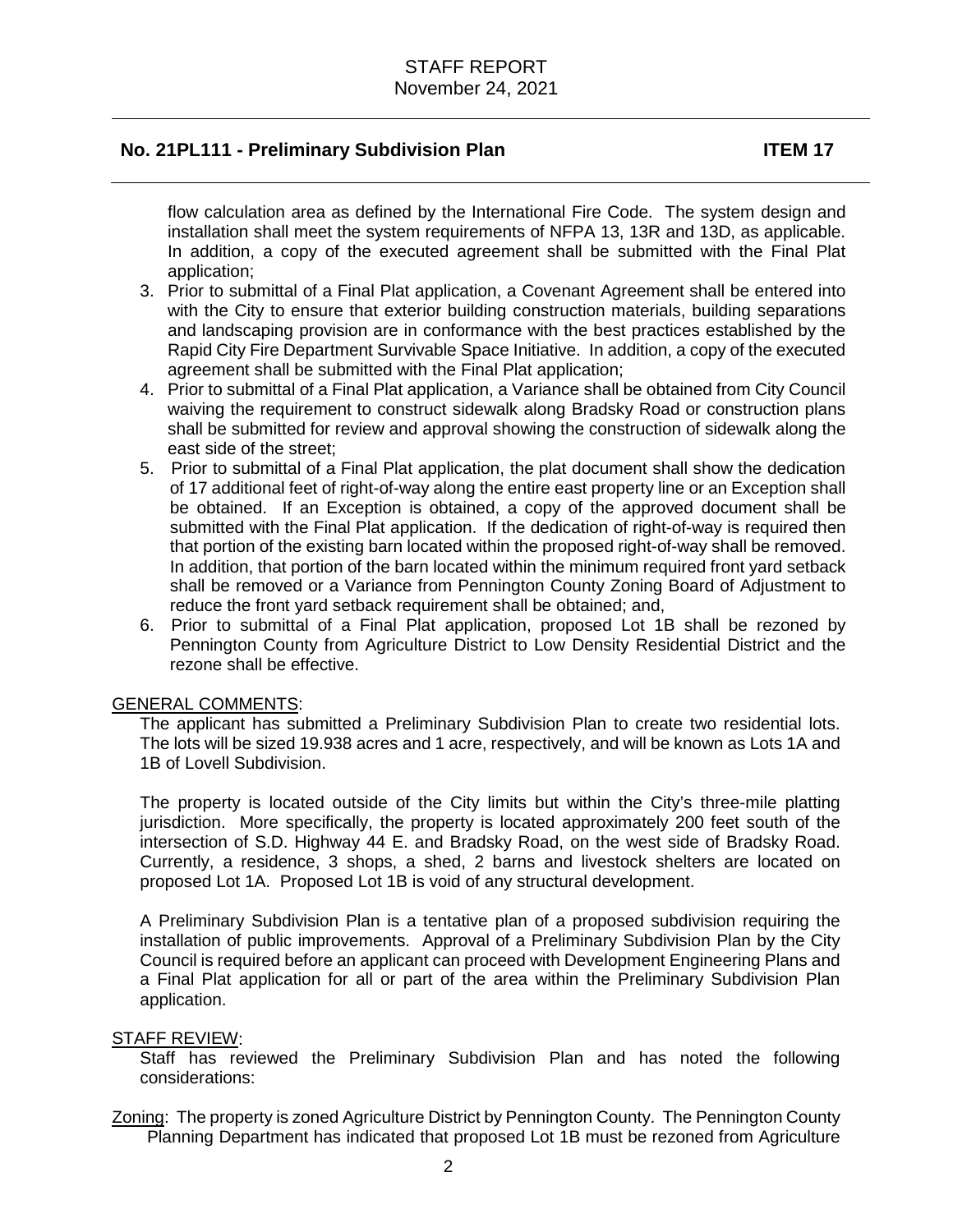## No. 21PL111 - Preliminary Subdivision Plan ITEM 17

flow calculation area as defined by the International Fire Code. The system design and installation shall meet the system requirements of NFPA 13, 13R and 13D, as applicable. In addition, a copy of the executed agreement shall be submitted with the Final Plat application;

3. Prior to submittal of a Final Plat application, a Covenant Agreement shall be entered into with the City to ensure that exterior building construction materials, building separations and landscaping provision are in conformance with the best practices established by the Rapid City Fire Department Survivable Space Initiative. In addition, a copy of the executed agreement shall be submitted with the Final Plat application;
4. Prior to submittal of a Final Plat application, a Variance shall be obtained from City Council waiving the requirement to construct sidewalk along Bradsky Road or construction plans shall be submitted for review and approval showing the construction of sidewalk along the east side of the street;
5. Prior to submittal of a Final Plat application, the plat document shall show the dedication of 17 additional feet of right-of-way along the entire east property line or an Exception shall be obtained. If an Exception is obtained, a copy of the approved document shall be submitted with the Final Plat application. If the dedication of right-of-way is required then that portion of the existing barn located within the proposed right-of-way shall be removed. In addition, that portion of the barn located within the minimum required front yard setback shall be removed or a Variance from Pennington County Zoning Board of Adjustment to reduce the front yard setback requirement shall be obtained; and,
6. Prior to submittal of a Final Plat application, proposed Lot 1B shall be rezoned by Pennington County from Agriculture District to Low Density Residential District and the rezone shall be effective.

GENERAL COMMENTS:

The applicant has submitted a Preliminary Subdivision Plan to create two residential lots. The lots will be sized 19.938 acres and 1 acre, respectively, and will be known as Lots 1A and 1B of Lovell Subdivision.

The property is located outside of the City limits but within the City's three-mile platting jurisdiction. More specifically, the property is located approximately 200 feet south of the intersection of S.D. Highway 44 E. and Bradsky Road, on the west side of Bradsky Road. Currently, a residence, 3 shops, a shed, 2 barns and livestock shelters are located on proposed Lot 1A. Proposed Lot 1B is void of any structural development.

A Preliminary Subdivision Plan is a tentative plan of a proposed subdivision requiring the installation of public improvements. Approval of a Preliminary Subdivision Plan by the City Council is required before an applicant can proceed with Development Engineering Plans and a Final Plat application for all or part of the area within the Preliminary Subdivision Plan application.

STAFF REVIEW:

Staff has reviewed the Preliminary Subdivision Plan and has noted the following considerations:

Zoning: The property is zoned Agriculture District by Pennington County. The Pennington County Planning Department has indicated that proposed Lot 1B must be rezoned from Agriculture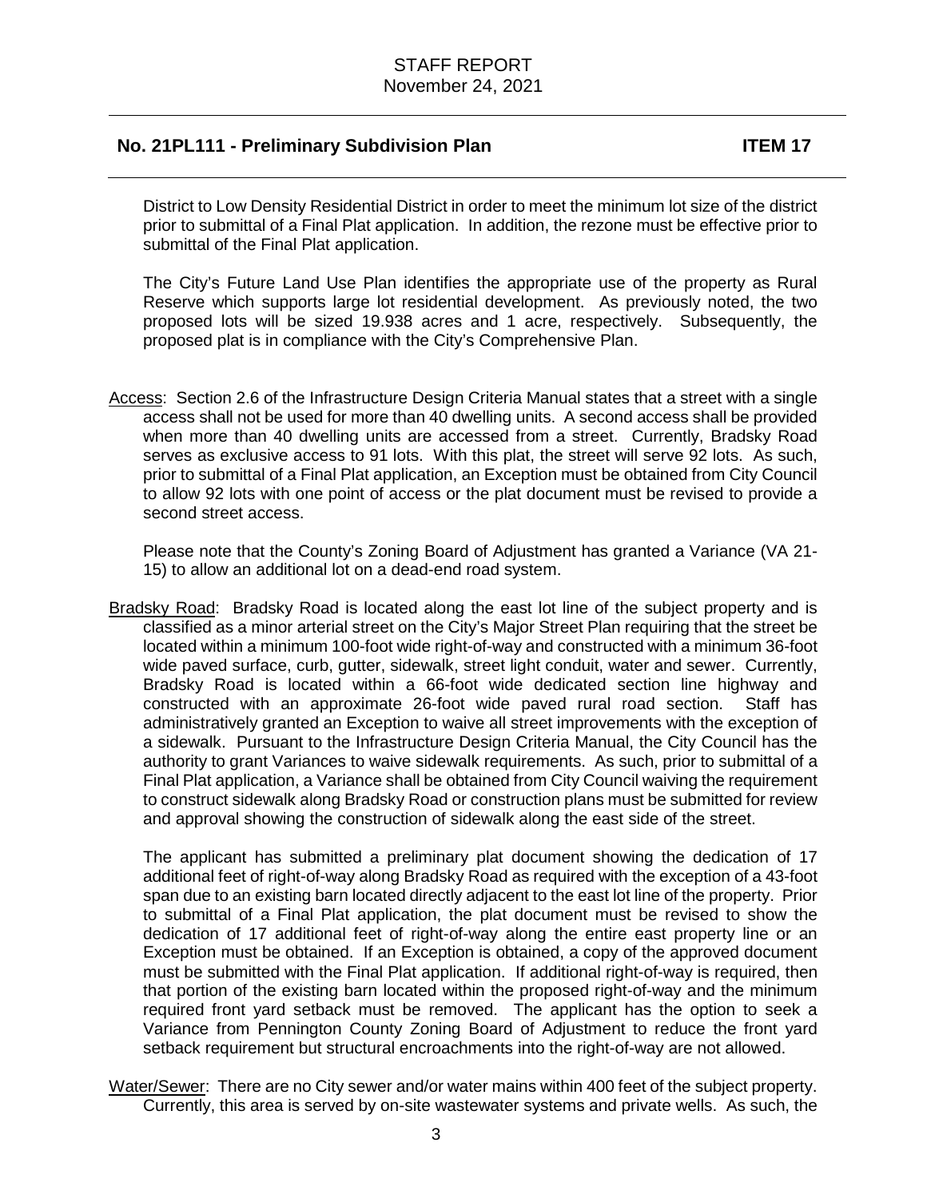District to Low Density Residential District in order to meet the minimum lot size of the district prior to submittal of a Final Plat application. In addition, the rezone must be effective prior to submittal of the Final Plat application.

The City's Future Land Use Plan identifies the appropriate use of the property as Rural Reserve which supports large lot residential development. As previously noted, the two proposed lots will be sized 19.938 acres and 1 acre, respectively. Subsequently, the proposed plat is in compliance with the City's Comprehensive Plan.

Access: Section 2.6 of the Infrastructure Design Criteria Manual states that a street with a single access shall not be used for more than 40 dwelling units. A second access shall be provided when more than 40 dwelling units are accessed from a street. Currently, Bradsky Road serves as exclusive access to 91 lots. With this plat, the street will serve 92 lots. As such, prior to submittal of a Final Plat application, an Exception must be obtained from City Council to allow 92 lots with one point of access or the plat document must be revised to provide a second street access.

Please note that the County's Zoning Board of Adjustment has granted a Variance (VA 21-15) to allow an additional lot on a dead-end road system.

Bradsky Road: Bradsky Road is located along the east lot line of the subject property and is classified as a minor arterial street on the City's Major Street Plan requiring that the street be located within a minimum 100-foot wide right-of-way and constructed with a minimum 36-foot wide paved surface, curb, gutter, sidewalk, street light conduit, water and sewer. Currently, Bradsky Road is located within a 66-foot wide dedicated section line highway and constructed with an approximate 26-foot wide paved rural road section. Staff has administratively granted an Exception to waive all street improvements with the exception of a sidewalk. Pursuant to the Infrastructure Design Criteria Manual, the City Council has the authority to grant Variances to waive sidewalk requirements. As such, prior to submittal of a Final Plat application, a Variance shall be obtained from City Council waiving the requirement to construct sidewalk along Bradsky Road or construction plans must be submitted for review and approval showing the construction of sidewalk along the east side of the street.

The applicant has submitted a preliminary plat document showing the dedication of 17 additional feet of right-of-way along Bradsky Road as required with the exception of a 43-foot span due to an existing barn located directly adjacent to the east lot line of the property. Prior to submittal of a Final Plat application, the plat document must be revised to show the dedication of 17 additional feet of right-of-way along the entire east property line or an Exception must be obtained. If an Exception is obtained, a copy of the approved document must be submitted with the Final Plat application. If additional right-of-way is required, then that portion of the existing barn located within the proposed right-of-way and the minimum required front yard setback must be removed. The applicant has the option to seek a Variance from Pennington County Zoning Board of Adjustment to reduce the front yard setback requirement but structural encroachments into the right-of-way are not allowed.

Water/Sewer: There are no City sewer and/or water mains within 400 feet of the subject property. Currently, this area is served by on-site wastewater systems and private wells. As such, the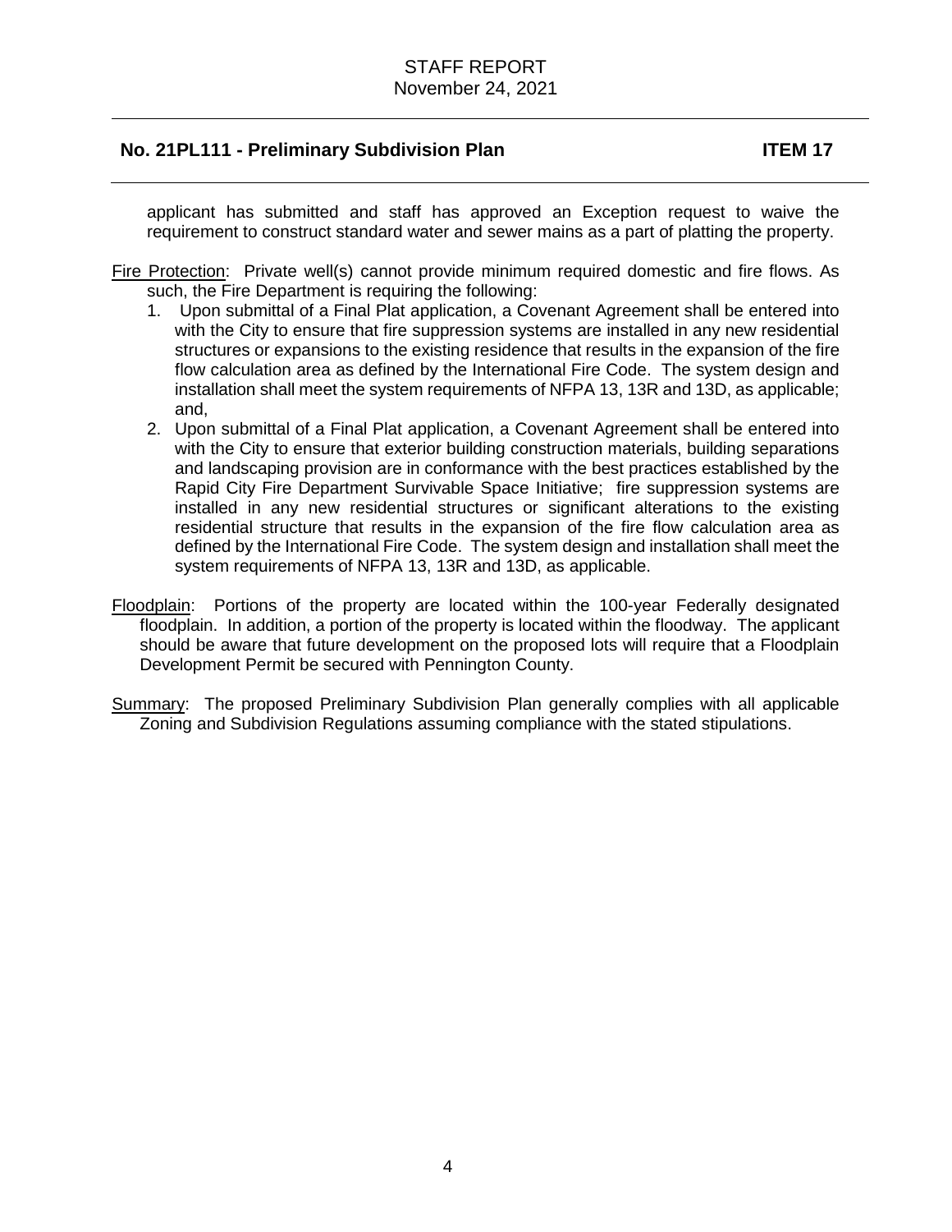applicant has submitted and staff has approved an Exception request to waive the requirement to construct standard water and sewer mains as a part of platting the property.

Fire Protection: Private well(s) cannot provide minimum required domestic and fire flows. As such, the Fire Department is requiring the following:

1. Upon submittal of a Final Plat application, a Covenant Agreement shall be entered into with the City to ensure that fire suppression systems are installed in any new residential structures or expansions to the existing residence that results in the expansion of the fire flow calculation area as defined by the International Fire Code. The system design and installation shall meet the system requirements of NFPA 13, 13R and 13D, as applicable; and,
2. Upon submittal of a Final Plat application, a Covenant Agreement shall be entered into with the City to ensure that exterior building construction materials, building separations and landscaping provision are in conformance with the best practices established by the Rapid City Fire Department Survivable Space Initiative; fire suppression systems are installed in any new residential structures or significant alterations to the existing residential structure that results in the expansion of the fire flow calculation area as defined by the International Fire Code. The system design and installation shall meet the system requirements of NFPA 13, 13R and 13D, as applicable.

Floodplain: Portions of the property are located within the 100-year Federally designated floodplain. In addition, a portion of the property is located within the floodway. The applicant should be aware that future development on the proposed lots will require that a Floodplain Development Permit be secured with Pennington County.

Summary: The proposed Preliminary Subdivision Plan generally complies with all applicable Zoning and Subdivision Regulations assuming compliance with the stated stipulations.